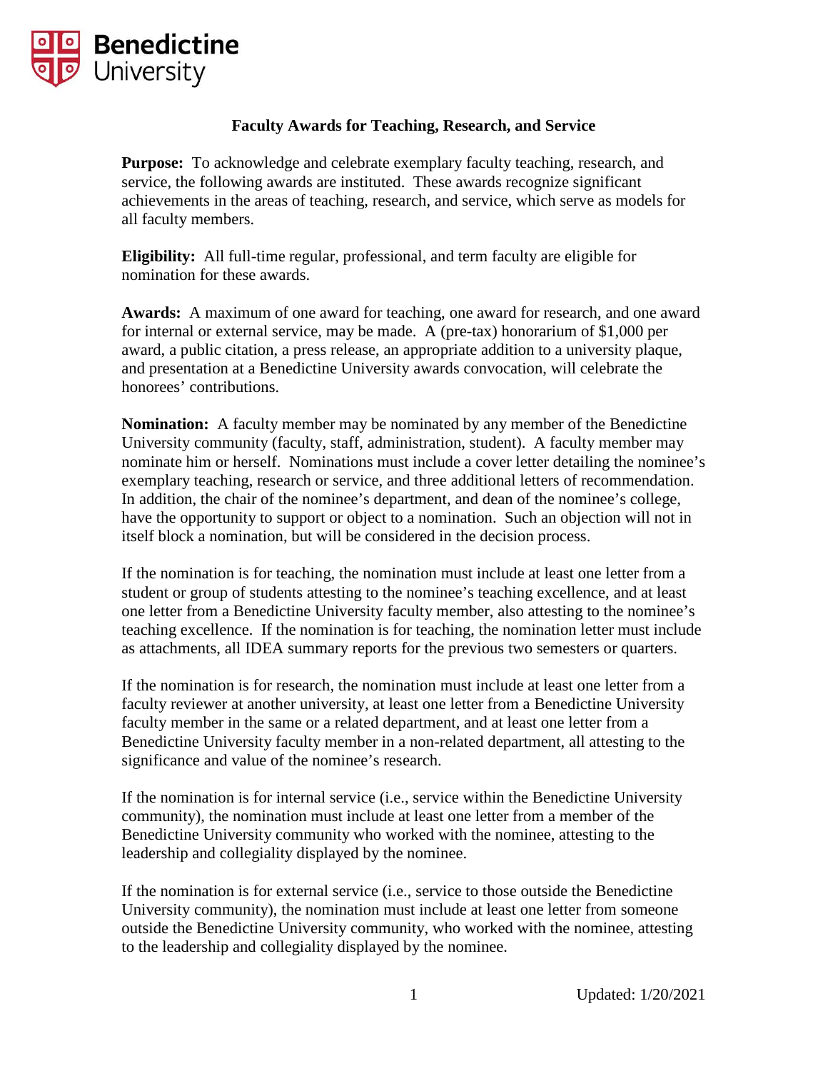# Faculty Awards for Teaching, Research, and Service

**Purpose:** To acknowledge and celebrate exemplary faculty teaching, research, and service, the following awards are instituted. These awards recognize significant achievements in the areas of teaching, research, and service, which serve as models for all faculty members.

**Eligibility:** All full-time regular, professional, and term faculty are eligible for nomination for these awards.

**Awards:** A maximum of one award for teaching, one award for research, and one award for internal or external service, may be made. A (pre-tax) honorarium of $1,000 per award, a public citation, a press release, an appropriate addition to a university plaque, and presentation at a Benedictine University awards convocation, will celebrate the honorees' contributions.

**Nomination:** A faculty member may be nominated by any member of the Benedictine University community (faculty, staff, administration, student). A faculty member may nominate him or herself. Nominations must include a cover letter detailing the nominee's exemplary teaching, research or service, and three additional letters of recommendation. In addition, the chair of the nominee's department, and dean of the nominee's college, have the opportunity to support or object to a nomination. Such an objection will not in itself block a nomination, but will be considered in the decision process.

If the nomination is for teaching, the nomination must include at least one letter from a student or group of students attesting to the nominee's teaching excellence, and at least one letter from a Benedictine University faculty member, also attesting to the nominee's teaching excellence. If the nomination is for teaching, the nomination letter must include as attachments, all IDEA summary reports for the previous two semesters or quarters.

If the nomination is for research, the nomination must include at least one letter from a faculty reviewer at another university, at least one letter from a Benedictine University faculty member in the same or a related department, and at least one letter from a Benedictine University faculty member in a non-related department, all attesting to the significance and value of the nominee's research.

If the nomination is for internal service (i.e., service within the Benedictine University community), the nomination must include at least one letter from a member of the Benedictine University community who worked with the nominee, attesting to the leadership and collegiality displayed by the nominee.

If the nomination is for external service (i.e., service to those outside the Benedictine University community), the nomination must include at least one letter from someone outside the Benedictine University community, who worked with the nominee, attesting to the leadership and collegiality displayed by the nominee.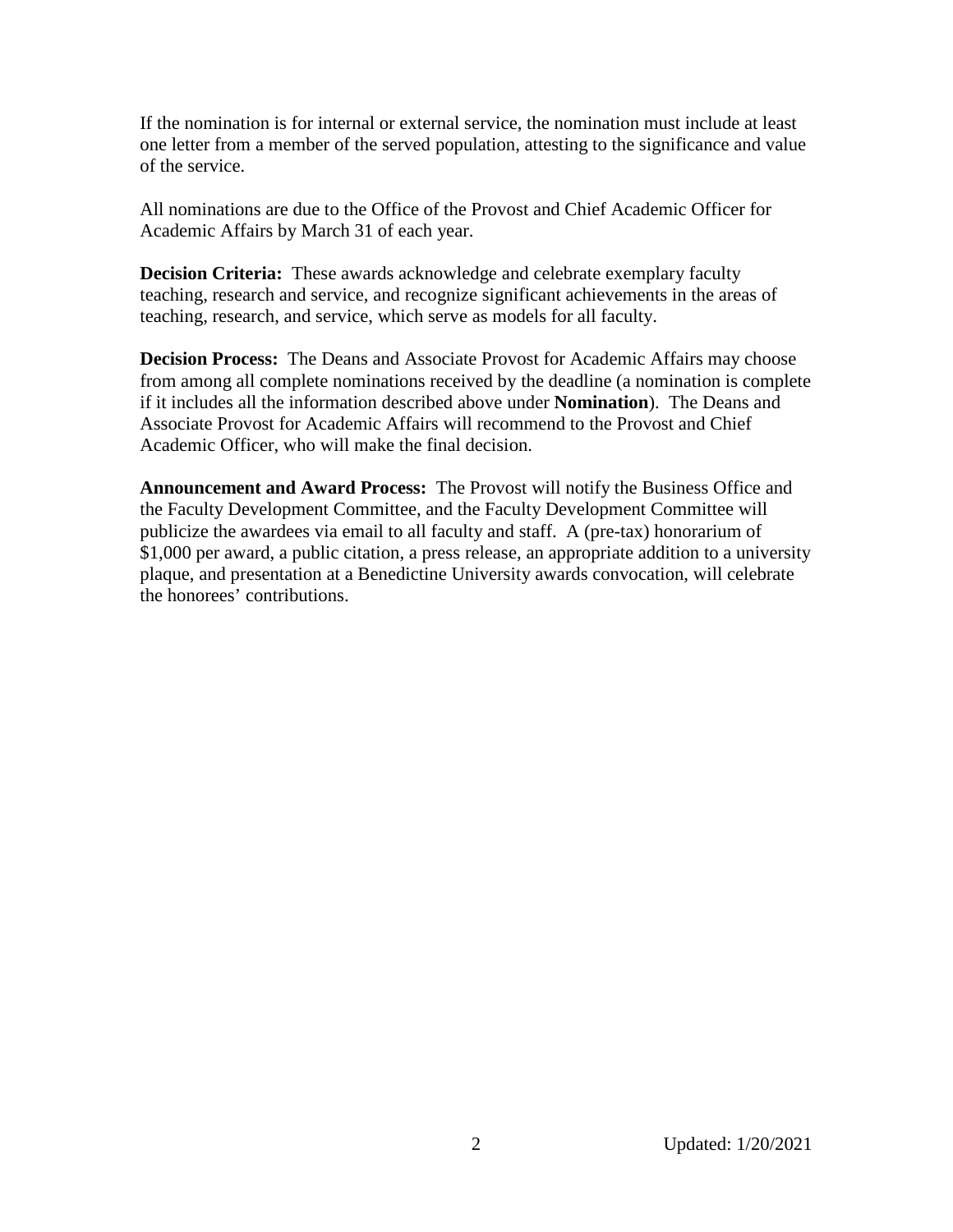If the nomination is for internal or external service, the nomination must include at least one letter from a member of the served population, attesting to the significance and value of the service.

All nominations are due to the Office of the Provost and Chief Academic Officer for Academic Affairs by March 31 of each year.

**Decision Criteria:** These awards acknowledge and celebrate exemplary faculty teaching, research and service, and recognize significant achievements in the areas of teaching, research, and service, which serve as models for all faculty.

**Decision Process:** The Deans and Associate Provost for Academic Affairs may choose from among all complete nominations received by the deadline (a nomination is complete if it includes all the information described above under **Nomination**). The Deans and Associate Provost for Academic Affairs will recommend to the Provost and Chief Academic Officer, who will make the final decision.

**Announcement and Award Process:** The Provost will notify the Business Office and the Faculty Development Committee, and the Faculty Development Committee will publicize the awardees via email to all faculty and staff. A (pre-tax) honorarium of $1,000 per award, a public citation, a press release, an appropriate addition to a university plaque, and presentation at a Benedictine University awards convocation, will celebrate the honorees' contributions.

Updated: 1/20/2021